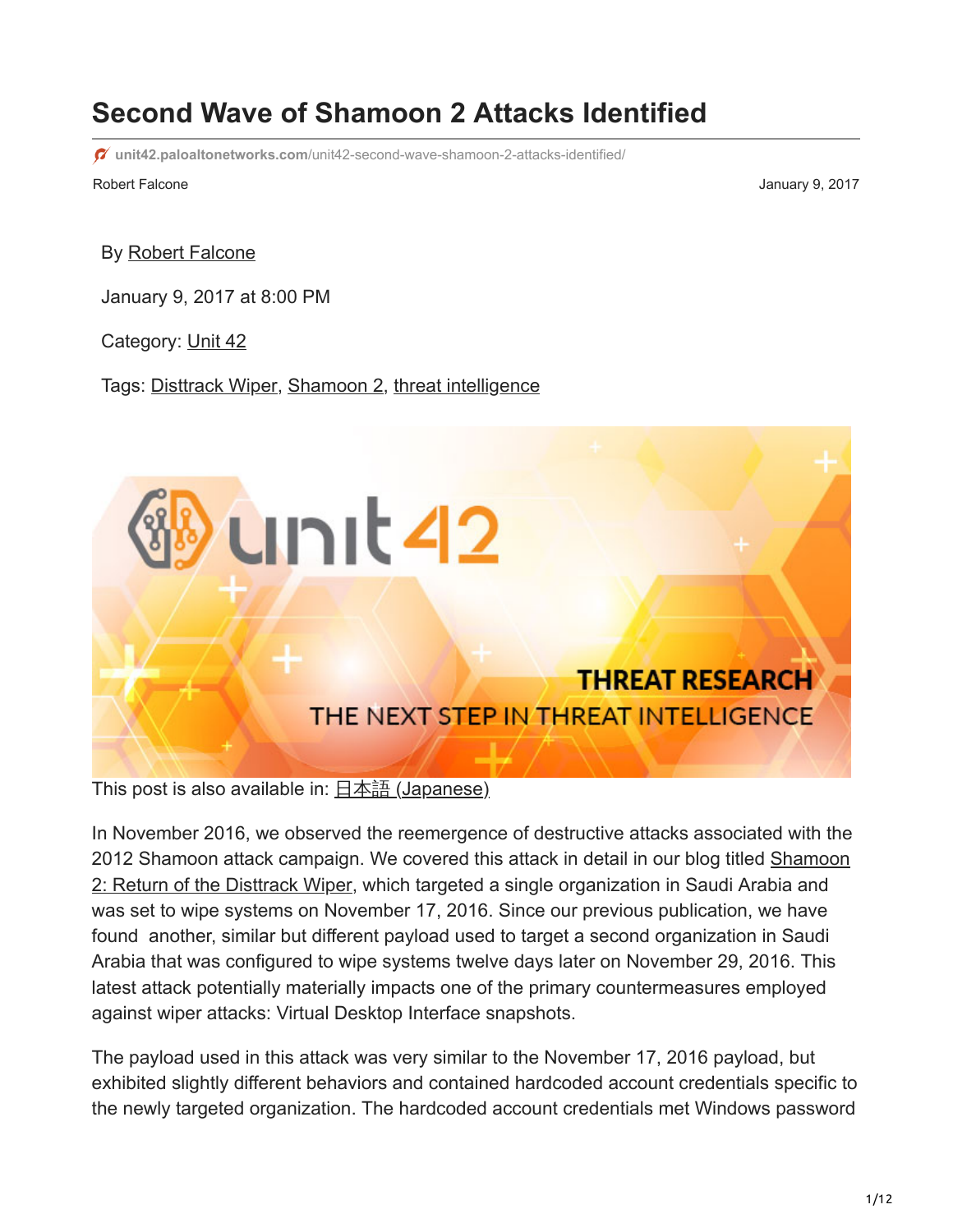# Second Wave of Shamoon 2 Attacks Identified

unit42.paloaltonetworks.com/unit42-second-wave-shamoon-2-attacks-identified/

Robert Falcone

January 9, 2017

By Robert Falcone

January 9, 2017 at 8:00 PM

Category: Unit 42

Tags: Disttrack Wiper, Shamoon 2, threat intelligence

This post is also available in: 日本語 (Japanese)

In November 2016, we observed the reemergence of destructive attacks associated with the 2012 Shamoon attack campaign. We covered this attack in detail in our blog titled Shamoon 2: Return of the Disttrack Wiper, which targeted a single organization in Saudi Arabia and was set to wipe systems on November 17, 2016. Since our previous publication, we have found another, similar but different payload used to target a second organization in Saudi Arabia that was configured to wipe systems twelve days later on November 29, 2016. This latest attack potentially materially impacts one of the primary countermeasures employed against wiper attacks: Virtual Desktop Interface snapshots.

The payload used in this attack was very similar to the November 17, 2016 payload, but exhibited slightly different behaviors and contained hardcoded account credentials specific to the newly targeted organization. The hardcoded account credentials met Windows password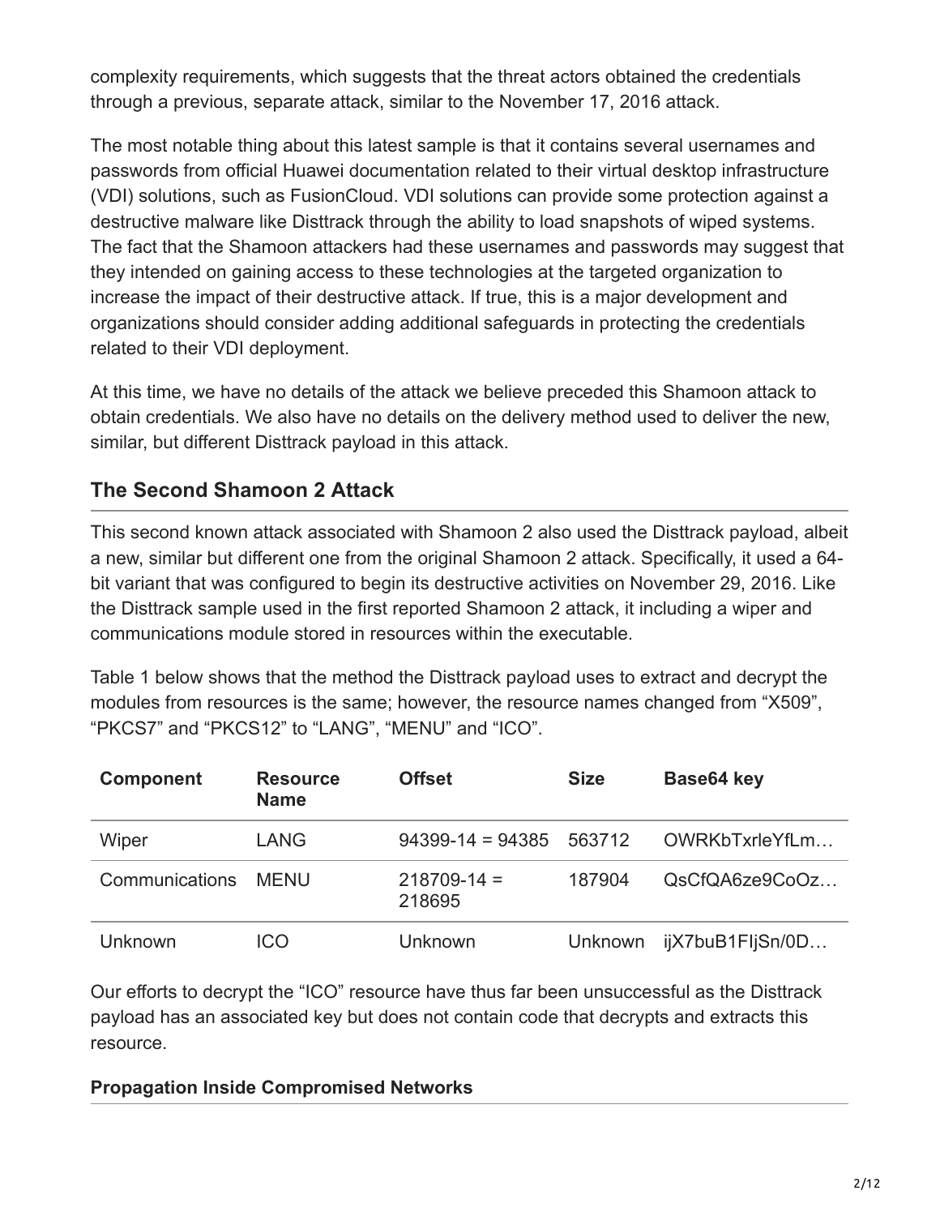complexity requirements, which suggests that the threat actors obtained the credentials through a previous, separate attack, similar to the November 17, 2016 attack.

The most notable thing about this latest sample is that it contains several usernames and passwords from official Huawei documentation related to their virtual desktop infrastructure (VDI) solutions, such as FusionCloud. VDI solutions can provide some protection against a destructive malware like Disttrack through the ability to load snapshots of wiped systems. The fact that the Shamoon attackers had these usernames and passwords may suggest that they intended on gaining access to these technologies at the targeted organization to increase the impact of their destructive attack. If true, this is a major development and organizations should consider adding additional safeguards in protecting the credentials related to their VDI deployment.

At this time, we have no details of the attack we believe preceded this Shamoon attack to obtain credentials. We also have no details on the delivery method used to deliver the new, similar, but different Disttrack payload in this attack.

## The Second Shamoon 2 Attack

This second known attack associated with Shamoon 2 also used the Disttrack payload, albeit a new, similar but different one from the original Shamoon 2 attack. Specifically, it used a 64-bit variant that was configured to begin its destructive activities on November 29, 2016. Like the Disttrack sample used in the first reported Shamoon 2 attack, it including a wiper and communications module stored in resources within the executable.

Table 1 below shows that the method the Disttrack payload uses to extract and decrypt the modules from resources is the same; however, the resource names changed from "X509", "PKCS7" and "PKCS12" to "LANG", "MENU" and "ICO".

| Component | Resource Name | Offset | Size | Base64 key |
|---|---|---|---|---|
| Wiper | LANG | 94399-14 = 94385 | 563712 | OWRKbTxrleYfLm… |
| Communications | MENU | 218709-14 = 218695 | 187904 | QsCfQA6ze9CoOz… |
| Unknown | ICO | Unknown | Unknown | ijX7buB1FIjSn/0D… |

Our efforts to decrypt the "ICO" resource have thus far been unsuccessful as the Disttrack payload has an associated key but does not contain code that decrypts and extracts this resource.

### Propagation Inside Compromised Networks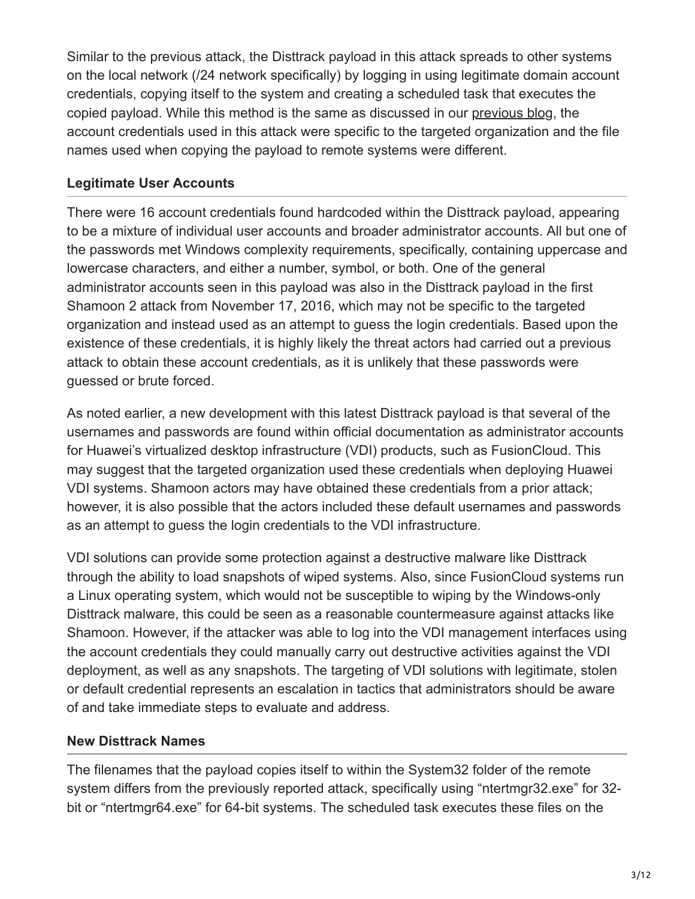Similar to the previous attack, the Disttrack payload in this attack spreads to other systems on the local network (/24 network specifically) by logging in using legitimate domain account credentials, copying itself to the system and creating a scheduled task that executes the copied payload. While this method is the same as discussed in our previous blog, the account credentials used in this attack were specific to the targeted organization and the file names used when copying the payload to remote systems were different.

### Legitimate User Accounts

There were 16 account credentials found hardcoded within the Disttrack payload, appearing to be a mixture of individual user accounts and broader administrator accounts. All but one of the passwords met Windows complexity requirements, specifically, containing uppercase and lowercase characters, and either a number, symbol, or both. One of the general administrator accounts seen in this payload was also in the Disttrack payload in the first Shamoon 2 attack from November 17, 2016, which may not be specific to the targeted organization and instead used as an attempt to guess the login credentials. Based upon the existence of these credentials, it is highly likely the threat actors had carried out a previous attack to obtain these account credentials, as it is unlikely that these passwords were guessed or brute forced.

As noted earlier, a new development with this latest Disttrack payload is that several of the usernames and passwords are found within official documentation as administrator accounts for Huawei's virtualized desktop infrastructure (VDI) products, such as FusionCloud. This may suggest that the targeted organization used these credentials when deploying Huawei VDI systems. Shamoon actors may have obtained these credentials from a prior attack; however, it is also possible that the actors included these default usernames and passwords as an attempt to guess the login credentials to the VDI infrastructure.

VDI solutions can provide some protection against a destructive malware like Disttrack through the ability to load snapshots of wiped systems. Also, since FusionCloud systems run a Linux operating system, which would not be susceptible to wiping by the Windows-only Disttrack malware, this could be seen as a reasonable countermeasure against attacks like Shamoon. However, if the attacker was able to log into the VDI management interfaces using the account credentials they could manually carry out destructive activities against the VDI deployment, as well as any snapshots. The targeting of VDI solutions with legitimate, stolen or default credential represents an escalation in tactics that administrators should be aware of and take immediate steps to evaluate and address.

### New Disttrack Names

The filenames that the payload copies itself to within the System32 folder of the remote system differs from the previously reported attack, specifically using "ntertmgr32.exe" for 32-bit or "ntertmgr64.exe" for 64-bit systems. The scheduled task executes these files on the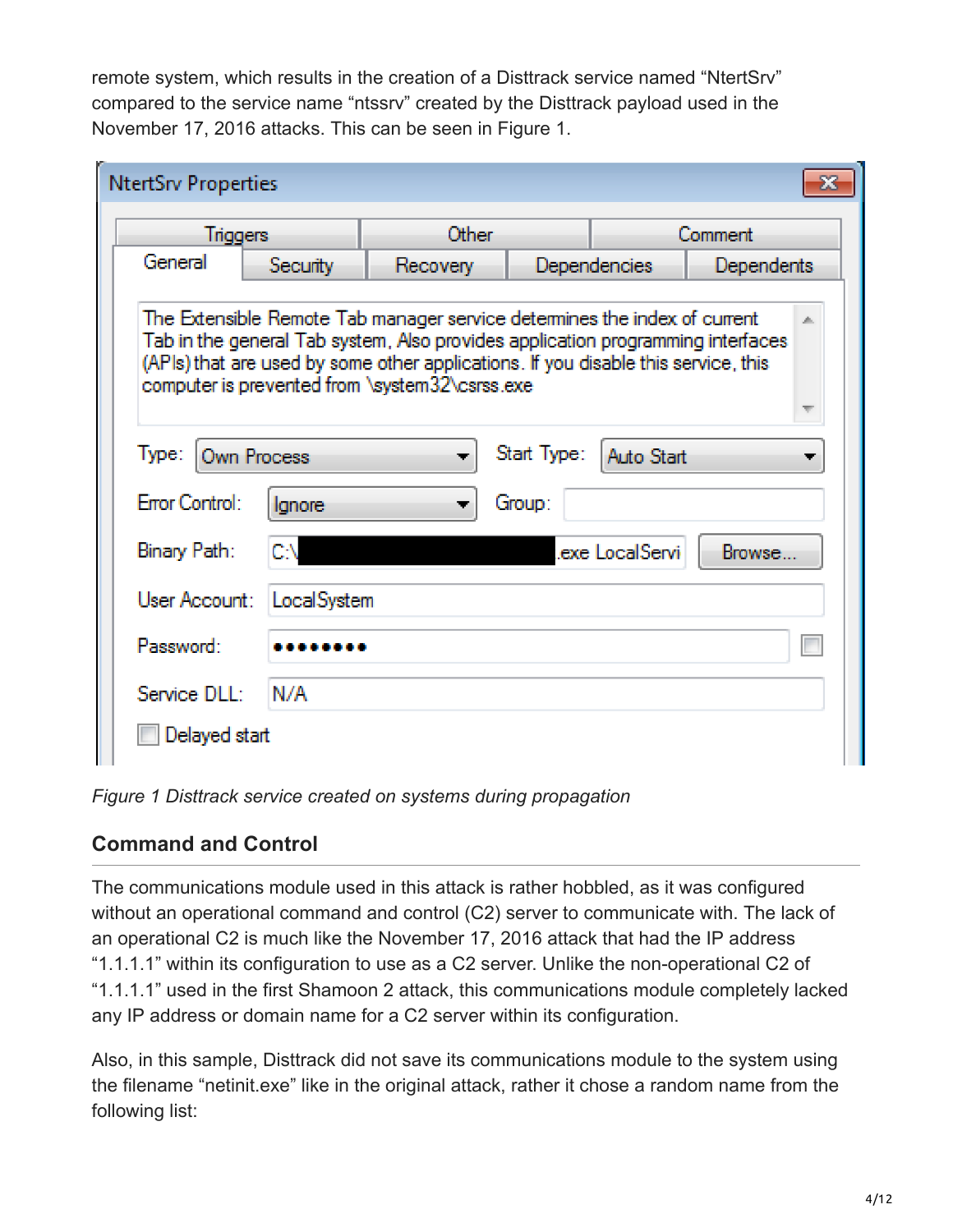remote system, which results in the creation of a Disttrack service named “NtertSrv” compared to the service name “ntssrv” created by the Disttrack payload used in the November 17, 2016 attacks. This can be seen in Figure 1.

*Figure 1 Disttrack service created on systems during propagation*

## Command and Control

The communications module used in this attack is rather hobbled, as it was configured without an operational command and control (C2) server to communicate with. The lack of an operational C2 is much like the November 17, 2016 attack that had the IP address “1.1.1.1” within its configuration to use as a C2 server. Unlike the non-operational C2 of “1.1.1.1” used in the first Shamoon 2 attack, this communications module completely lacked any IP address or domain name for a C2 server within its configuration.

Also, in this sample, Disttrack did not save its communications module to the system using the filename “netinit.exe” like in the original attack, rather it chose a random name from the following list: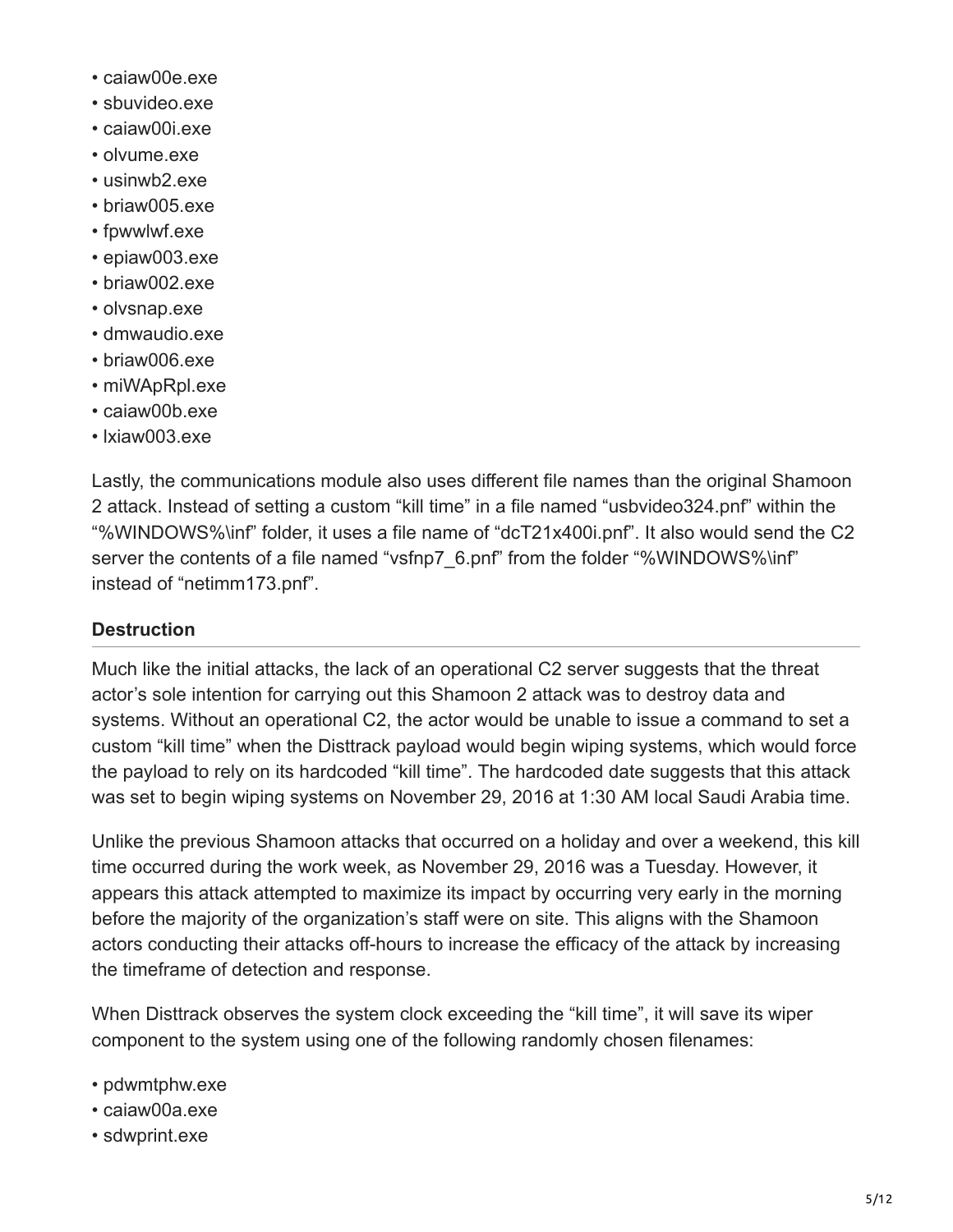- caiaw00e.exe
- sbuvideo.exe
- caiaw00i.exe
- olvume.exe
- usinwb2.exe
- briaw005.exe
- fpwwlwf.exe
- epiaw003.exe
- briaw002.exe
- olvsnap.exe
- dmwaudio.exe
- briaw006.exe
- miWApRpl.exe
- caiaw00b.exe
- lxiaw003.exe

Lastly, the communications module also uses different file names than the original Shamoon 2 attack. Instead of setting a custom "kill time" in a file named "usbvideo324.pnf" within the "%WINDOWS%\inf" folder, it uses a file name of "dcT21x400i.pnf". It also would send the C2 server the contents of a file named "vsfnp7_6.pnf" from the folder "%WINDOWS%\inf" instead of "netimm173.pnf".

### Destruction

Much like the initial attacks, the lack of an operational C2 server suggests that the threat actor's sole intention for carrying out this Shamoon 2 attack was to destroy data and systems. Without an operational C2, the actor would be unable to issue a command to set a custom "kill time" when the Disttrack payload would begin wiping systems, which would force the payload to rely on its hardcoded "kill time". The hardcoded date suggests that this attack was set to begin wiping systems on November 29, 2016 at 1:30 AM local Saudi Arabia time.

Unlike the previous Shamoon attacks that occurred on a holiday and over a weekend, this kill time occurred during the work week, as November 29, 2016 was a Tuesday. However, it appears this attack attempted to maximize its impact by occurring very early in the morning before the majority of the organization's staff were on site. This aligns with the Shamoon actors conducting their attacks off-hours to increase the efficacy of the attack by increasing the timeframe of detection and response.

When Disttrack observes the system clock exceeding the "kill time", it will save its wiper component to the system using one of the following randomly chosen filenames:

- pdwmtphw.exe
- caiaw00a.exe
- sdwprint.exe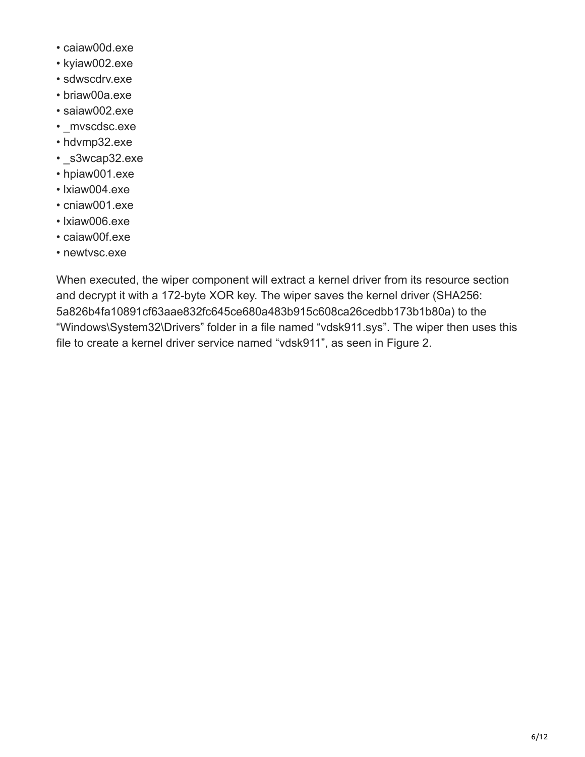- caiaw00d.exe
- kyiaw002.exe
- sdwscdrv.exe
- briaw00a.exe
- saiaw002.exe
- _mvscdsc.exe
- hdvmp32.exe
- _s3wcap32.exe
- hpiaw001.exe
- lxiaw004.exe
- cniaw001.exe
- lxiaw006.exe
- caiaw00f.exe
- newtvsc.exe

When executed, the wiper component will extract a kernel driver from its resource section and decrypt it with a 172-byte XOR key. The wiper saves the kernel driver (SHA256: 5a826b4fa10891cf63aae832fc645ce680a483b915c608ca26cedbb173b1b80a) to the “Windows\System32\Drivers” folder in a file named “vdsk911.sys”. The wiper then uses this file to create a kernel driver service named “vdsk911”, as seen in Figure 2.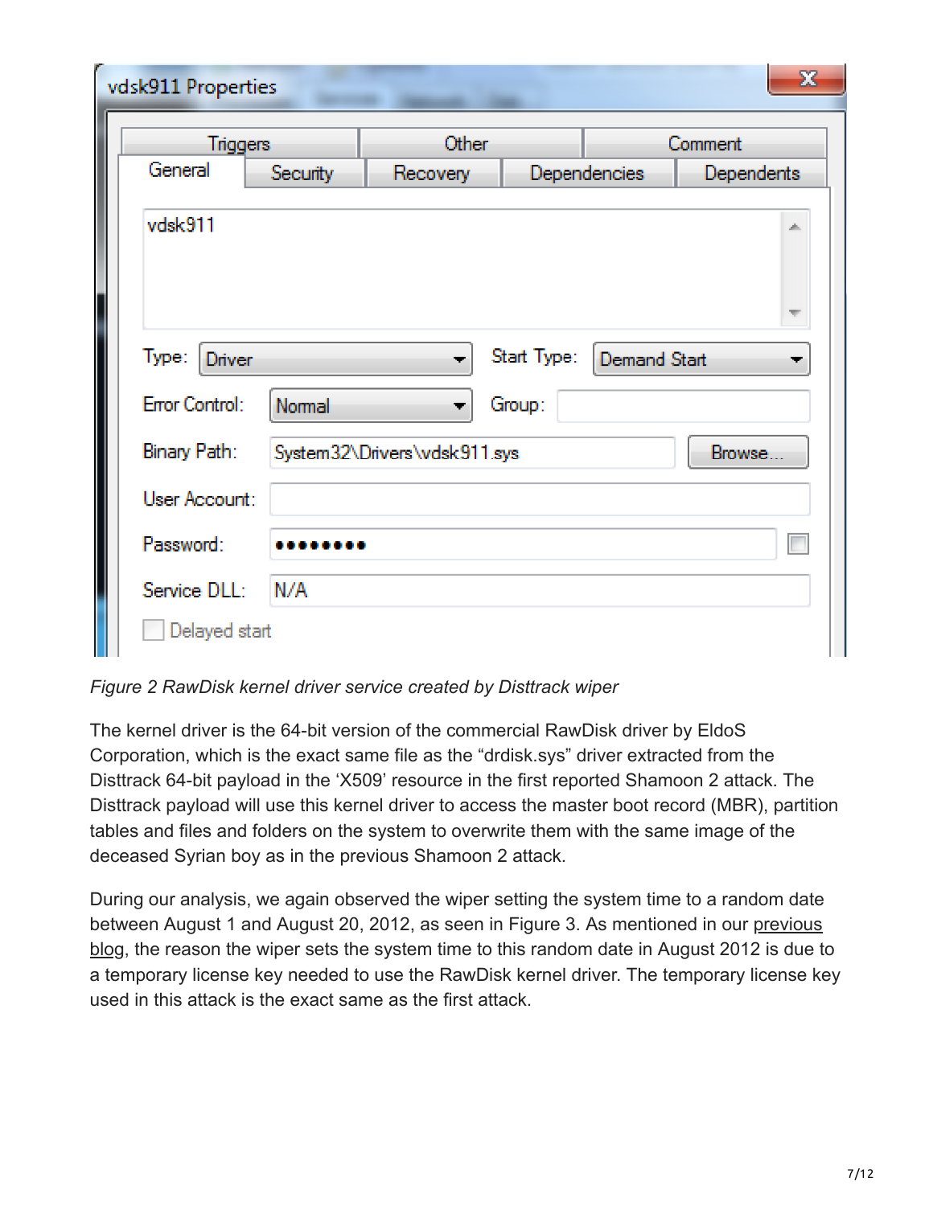*Figure 2 RawDisk kernel driver service created by Disttrack wiper*

The kernel driver is the 64-bit version of the commercial RawDisk driver by EldoS Corporation, which is the exact same file as the "drdisk.sys" driver extracted from the Disttrack 64-bit payload in the 'X509' resource in the first reported Shamoon 2 attack. The Disttrack payload will use this kernel driver to access the master boot record (MBR), partition tables and files and folders on the system to overwrite them with the same image of the deceased Syrian boy as in the previous Shamoon 2 attack.

During our analysis, we again observed the wiper setting the system time to a random date between August 1 and August 20, 2012, as seen in Figure 3. As mentioned in our previous blog, the reason the wiper sets the system time to this random date in August 2012 is due to a temporary license key needed to use the RawDisk kernel driver. The temporary license key used in this attack is the exact same as the first attack.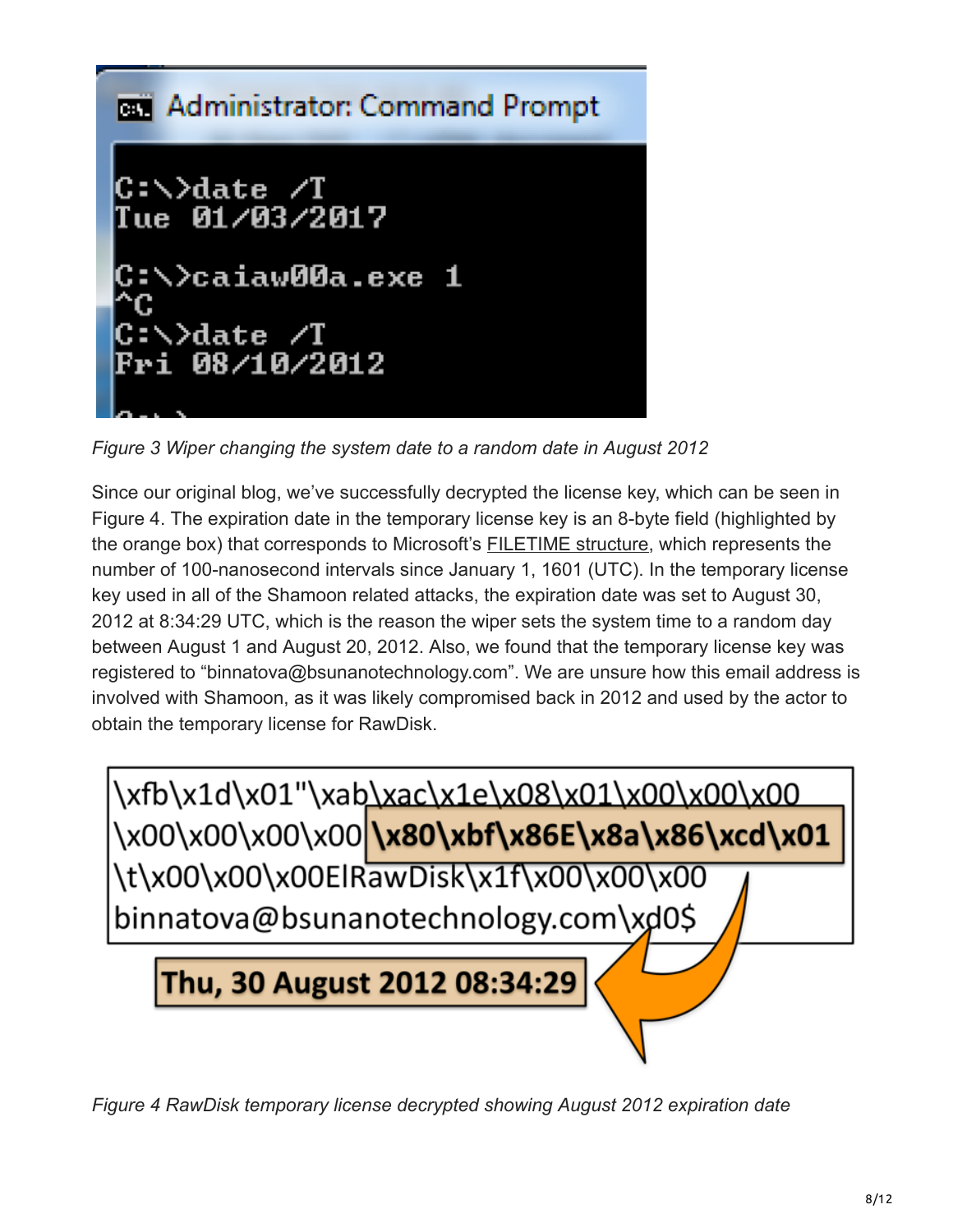```
C:\>date /T
Tue 01/03/2017

C:\>caiaw00a.exe 1
^C
C:\>date /T
Fri 08/10/2012
```

*Figure 3 Wiper changing the system date to a random date in August 2012*

Since our original blog, we've successfully decrypted the license key, which can be seen in Figure 4. The expiration date in the temporary license key is an 8-byte field (highlighted by the orange box) that corresponds to Microsoft's FILETIME structure, which represents the number of 100-nanosecond intervals since January 1, 1601 (UTC). In the temporary license key used in all of the Shamoon related attacks, the expiration date was set to August 30, 2012 at 8:34:29 UTC, which is the reason the wiper sets the system time to a random day between August 1 and August 20, 2012. Also, we found that the temporary license key was registered to "binnatova@bsunanotechnology.com". We are unsure how this email address is involved with Shamoon, as it was likely compromised back in 2012 and used by the actor to obtain the temporary license for RawDisk.

```
\xfb\x1d\x01"\xab\xac\x1e\x08\x01\x00\x00\x00
\x00\x00\x00\x00\x80\xbf\x86E\x8a\x86\xcd\x01
\t\x00\x00\x00ElRawDisk\x1f\x00\x00\x00
binnatova@bsunanotechnology.com\xd0$
```

Thu, 30 August 2012 08:34:29

*Figure 4 RawDisk temporary license decrypted showing August 2012 expiration date*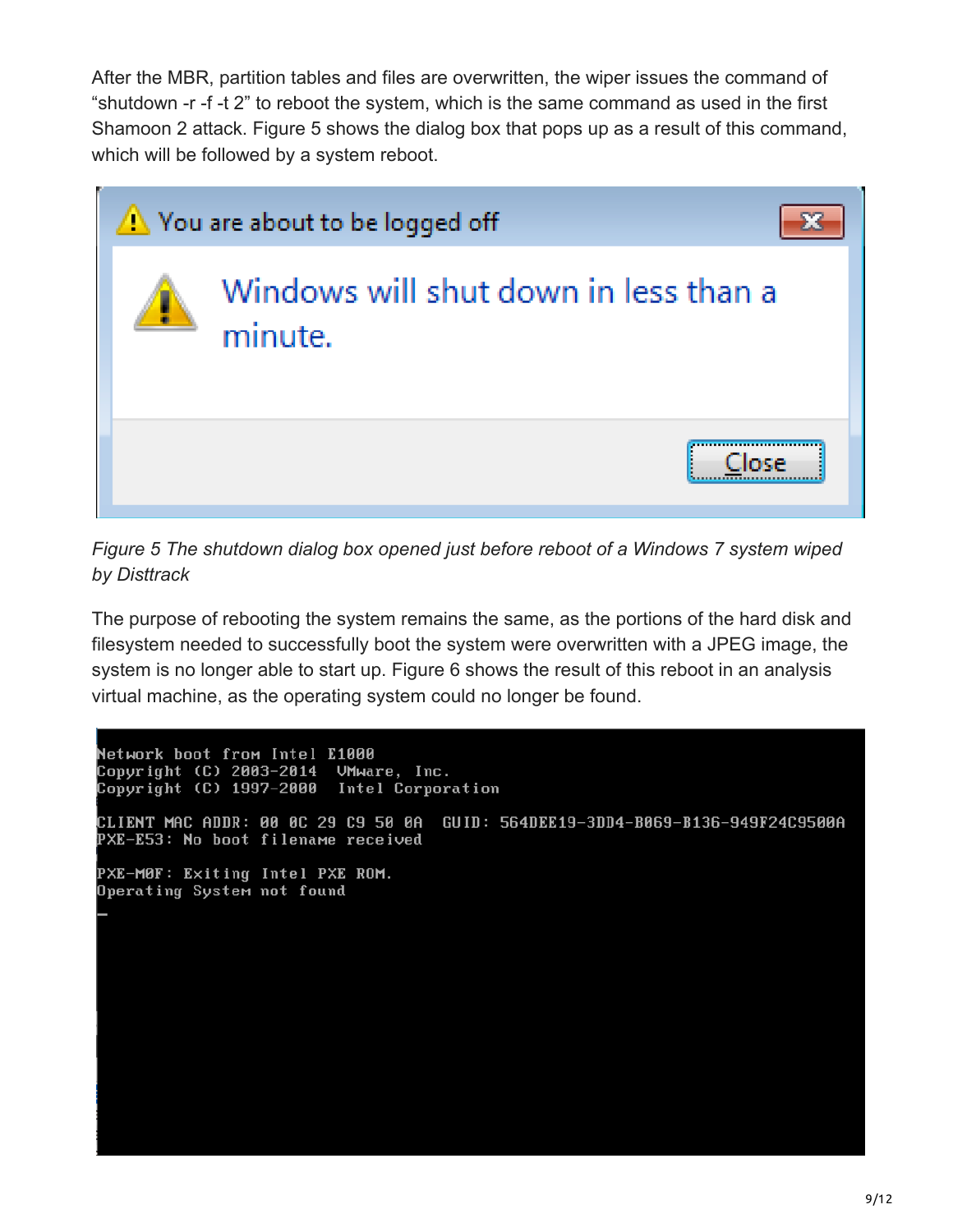After the MBR, partition tables and files are overwritten, the wiper issues the command of "shutdown -r -f -t 2" to reboot the system, which is the same command as used in the first Shamoon 2 attack. Figure 5 shows the dialog box that pops up as a result of this command, which will be followed by a system reboot.

*Figure 5 The shutdown dialog box opened just before reboot of a Windows 7 system wiped by Disttrack*

The purpose of rebooting the system remains the same, as the portions of the hard disk and filesystem needed to successfully boot the system were overwritten with a JPEG image, the system is no longer able to start up. Figure 6 shows the result of this reboot in an analysis virtual machine, as the operating system could no longer be found.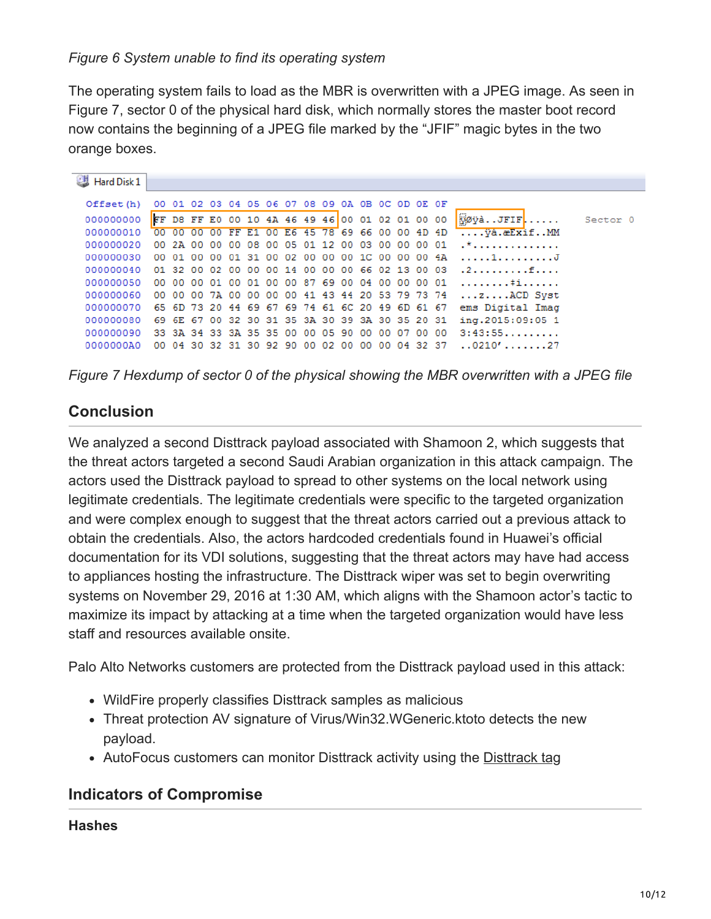*Figure 6 System unable to find its operating system*

The operating system fails to load as the MBR is overwritten with a JPEG image. As seen in Figure 7, sector 0 of the physical hard disk, which normally stores the master boot record now contains the beginning of a JPEG file marked by the "JFIF" magic bytes in the two orange boxes.

```
Hard Disk 1

Offset(h)  00 01 02 03 04 05 06 07 08 09 0A 0B 0C 0D 0E 0F
000000000  FF D8 FF E0 00 10 4A 46 49 46 00 01 02 01 00 00  ÿØÿà..JFIF......   Sector 0
000000010  00 00 00 00 FF E1 00 E6 45 78 69 66 00 00 4D 4D  ....ÿá.æExif..MM
000000020  00 2A 00 00 00 08 00 05 01 12 00 03 00 00 00 01  .*..............
000000030  00 01 00 00 01 31 00 02 00 00 00 1C 00 00 00 4A  .....1.........J
000000040  01 32 00 02 00 00 00 14 00 00 00 66 02 13 00 03  .2.........f....
000000050  00 00 00 01 00 01 00 00 87 69 00 04 00 00 00 01  ........‡i......
000000060  00 00 00 7A 00 00 00 00 41 43 44 20 53 79 73 74  ...z....ACD Syst
000000070  65 6D 73 20 44 69 67 69 74 61 6C 20 49 6D 61 67  ems Digital Imag
000000080  69 6E 67 00 32 30 31 35 3A 30 39 3A 30 35 20 31  ing.2015:09:05 1
000000090  33 3A 34 33 3A 35 35 00 00 05 90 00 00 07 00 00  3:43:55.........
0000000A0  00 04 30 32 31 30 92 90 00 02 00 00 00 04 32 37  ..0210'.......27
```

*Figure 7 Hexdump of sector 0 of the physical showing the MBR overwritten with a JPEG file*

## Conclusion

We analyzed a second Disttrack payload associated with Shamoon 2, which suggests that the threat actors targeted a second Saudi Arabian organization in this attack campaign. The actors used the Disttrack payload to spread to other systems on the local network using legitimate credentials. The legitimate credentials were specific to the targeted organization and were complex enough to suggest that the threat actors carried out a previous attack to obtain the credentials. Also, the actors hardcoded credentials found in Huawei's official documentation for its VDI solutions, suggesting that the threat actors may have had access to appliances hosting the infrastructure. The Disttrack wiper was set to begin overwriting systems on November 29, 2016 at 1:30 AM, which aligns with the Shamoon actor's tactic to maximize its impact by attacking at a time when the targeted organization would have less staff and resources available onsite.

Palo Alto Networks customers are protected from the Disttrack payload used in this attack:

- WildFire properly classifies Disttrack samples as malicious
- Threat protection AV signature of Virus/Win32.WGeneric.ktoto detects the new payload.
- AutoFocus customers can monitor Disttrack activity using the Disttrack tag

## Indicators of Compromise

### Hashes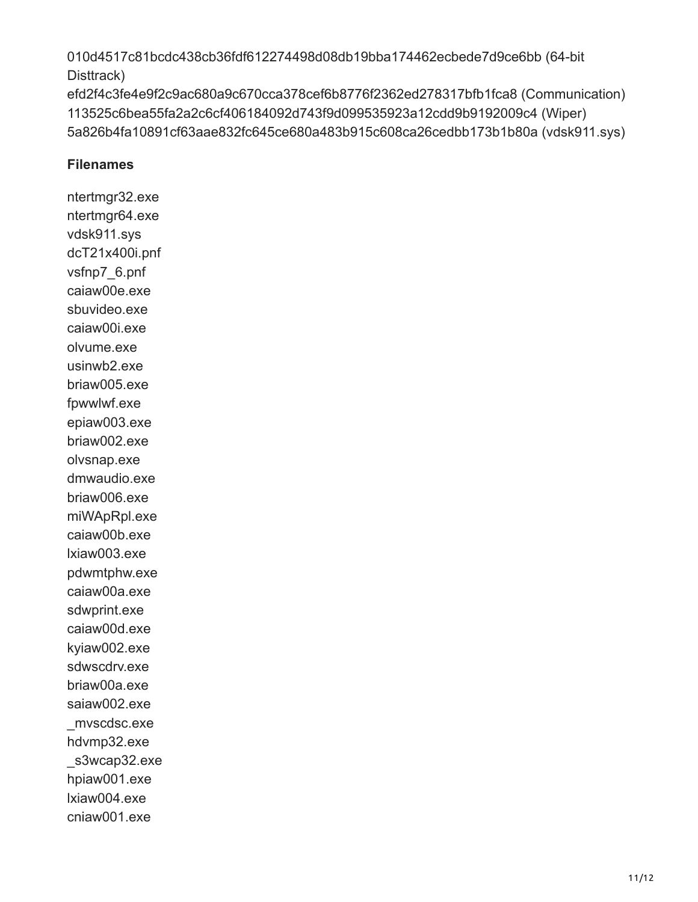010d4517c81bcdc438cb36fdf612274498d08db19bba174462ecbede7d9ce6bb (64-bit Disttrack)
efd2f4c3fe4e9f2c9ac680a9c670cca378cef6b8776f2362ed278317bfb1fca8 (Communication)
113525c6bea55fa2a2c6cf406184092d743f9d099535923a12cdd9b9192009c4 (Wiper)
5a826b4fa10891cf63aae832fc645ce680a483b915c608ca26cedbb173b1b80a (vdsk911.sys)

**Filenames**

ntertmgr32.exe
ntertmgr64.exe
vdsk911.sys
dcT21x400i.pnf
vsfnp7_6.pnf
caiaw00e.exe
sbuvideo.exe
caiaw00i.exe
olvume.exe
usinwb2.exe
briaw005.exe
fpwwlwf.exe
epiaw003.exe
briaw002.exe
olvsnap.exe
dmwaudio.exe
briaw006.exe
miWApRpl.exe
caiaw00b.exe
lxiaw003.exe
pdwmtphw.exe
caiaw00a.exe
sdwprint.exe
caiaw00d.exe
kyiaw002.exe
sdwscdrv.exe
briaw00a.exe
saiaw002.exe
_mvscdsc.exe
hdvmp32.exe
_s3wcap32.exe
hpiaw001.exe
lxiaw004.exe
cniaw001.exe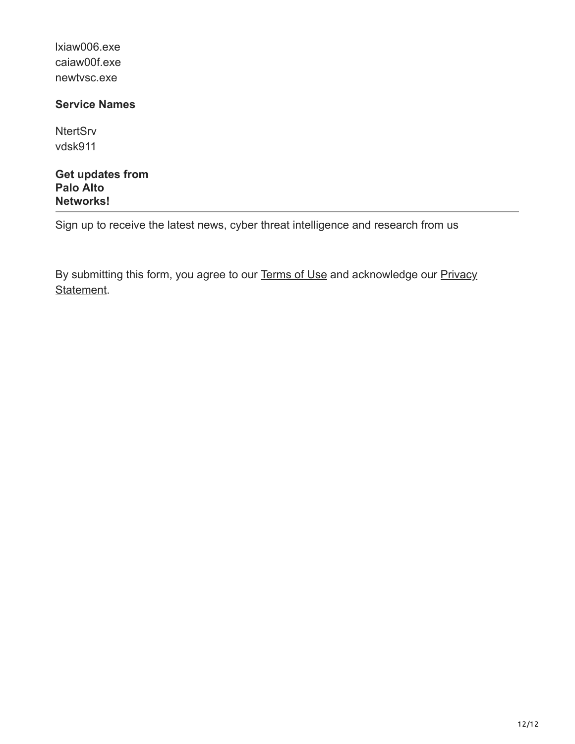lxiaw006.exe
caiaw00f.exe
newtvsc.exe

**Service Names**

NtertSrv
vdsk911

**Get updates from Palo Alto Networks!**

Sign up to receive the latest news, cyber threat intelligence and research from us

By submitting this form, you agree to our Terms of Use and acknowledge our Privacy Statement.